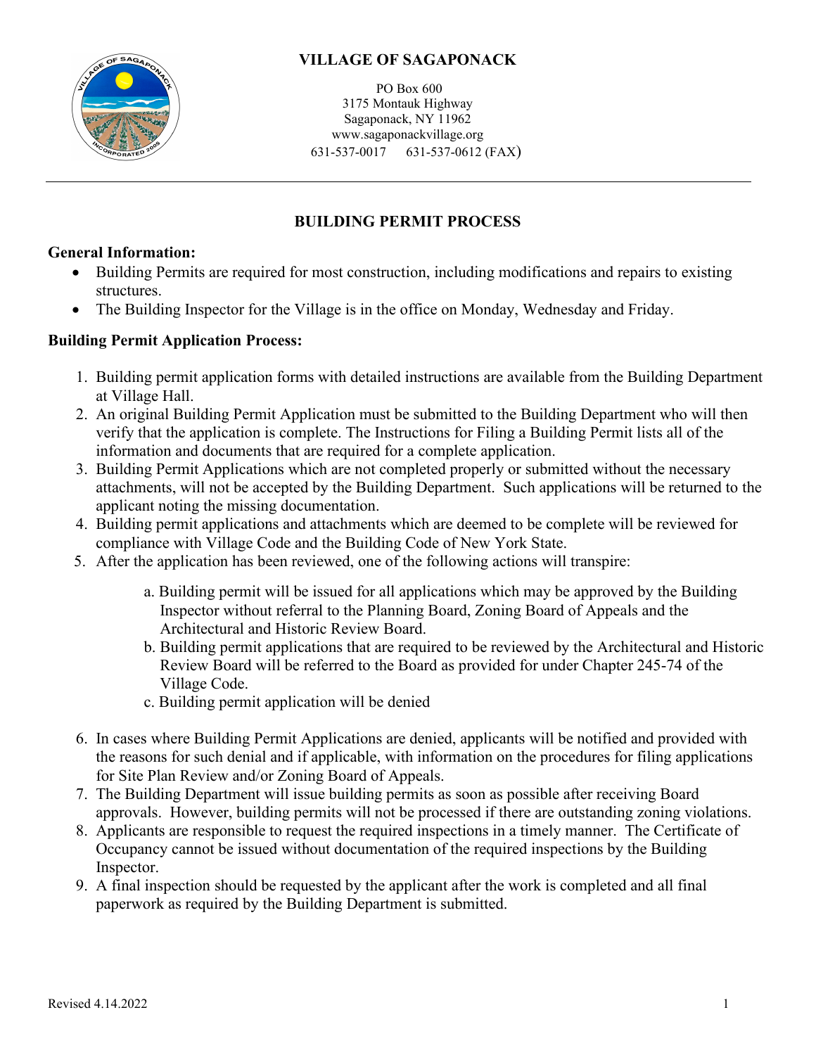# VILLAGE OF SAGAPONACK

PO Box 600
3175 Montauk Highway
Sagaponack, NY 11962
www.sagaponackvillage.org
631-537-0017 631-537-0612 (FAX)

---

## BUILDING PERMIT PROCESS

**General Information:**

- Building Permits are required for most construction, including modifications and repairs to existing structures.
- The Building Inspector for the Village is in the office on Monday, Wednesday and Friday.

**Building Permit Application Process:**

1. Building permit application forms with detailed instructions are available from the Building Department at Village Hall.
2. An original Building Permit Application must be submitted to the Building Department who will then verify that the application is complete. The Instructions for Filing a Building Permit lists all of the information and documents that are required for a complete application.
3. Building Permit Applications which are not completed properly or submitted without the necessary attachments, will not be accepted by the Building Department. Such applications will be returned to the applicant noting the missing documentation.
4. Building permit applications and attachments which are deemed to be complete will be reviewed for compliance with Village Code and the Building Code of New York State.
5. After the application has been reviewed, one of the following actions will transpire:
   a. Building permit will be issued for all applications which may be approved by the Building Inspector without referral to the Planning Board, Zoning Board of Appeals and the Architectural and Historic Review Board.
   b. Building permit applications that are required to be reviewed by the Architectural and Historic Review Board will be referred to the Board as provided for under Chapter 245-74 of the Village Code.
   c. Building permit application will be denied
6. In cases where Building Permit Applications are denied, applicants will be notified and provided with the reasons for such denial and if applicable, with information on the procedures for filing applications for Site Plan Review and/or Zoning Board of Appeals.
7. The Building Department will issue building permits as soon as possible after receiving Board approvals. However, building permits will not be processed if there are outstanding zoning violations.
8. Applicants are responsible to request the required inspections in a timely manner. The Certificate of Occupancy cannot be issued without documentation of the required inspections by the Building Inspector.
9. A final inspection should be requested by the applicant after the work is completed and all final paperwork as required by the Building Department is submitted.

Revised 4.14.2022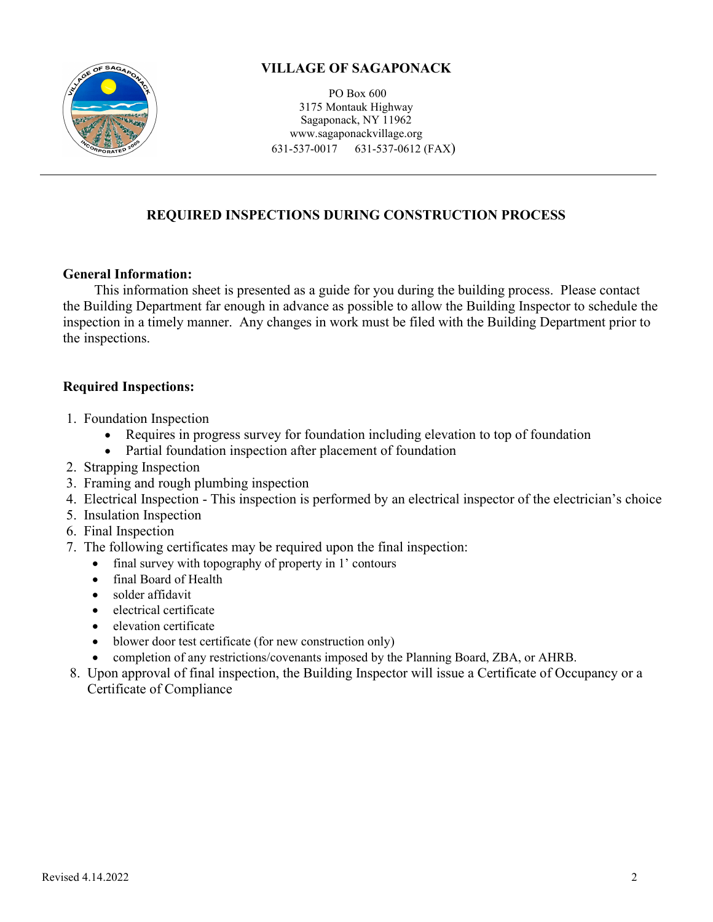# VILLAGE OF SAGAPONACK

PO Box 600
3175 Montauk Highway
Sagaponack, NY 11962
www.sagaponackvillage.org
631-537-0017 631-537-0612 (FAX)

---

## REQUIRED INSPECTIONS DURING CONSTRUCTION PROCESS

**General Information:**

This information sheet is presented as a guide for you during the building process. Please contact the Building Department far enough in advance as possible to allow the Building Inspector to schedule the inspection in a timely manner. Any changes in work must be filed with the Building Department prior to the inspections.

**Required Inspections:**

1. Foundation Inspection
   - Requires in progress survey for foundation including elevation to top of foundation
   - Partial foundation inspection after placement of foundation
2. Strapping Inspection
3. Framing and rough plumbing inspection
4. Electrical Inspection - This inspection is performed by an electrical inspector of the electrician's choice
5. Insulation Inspection
6. Final Inspection
7. The following certificates may be required upon the final inspection:
   - final survey with topography of property in 1' contours
   - final Board of Health
   - solder affidavit
   - electrical certificate
   - elevation certificate
   - blower door test certificate (for new construction only)
   - completion of any restrictions/covenants imposed by the Planning Board, ZBA, or AHRB.
8. Upon approval of final inspection, the Building Inspector will issue a Certificate of Occupancy or a Certificate of Compliance

Revised 4.14.2022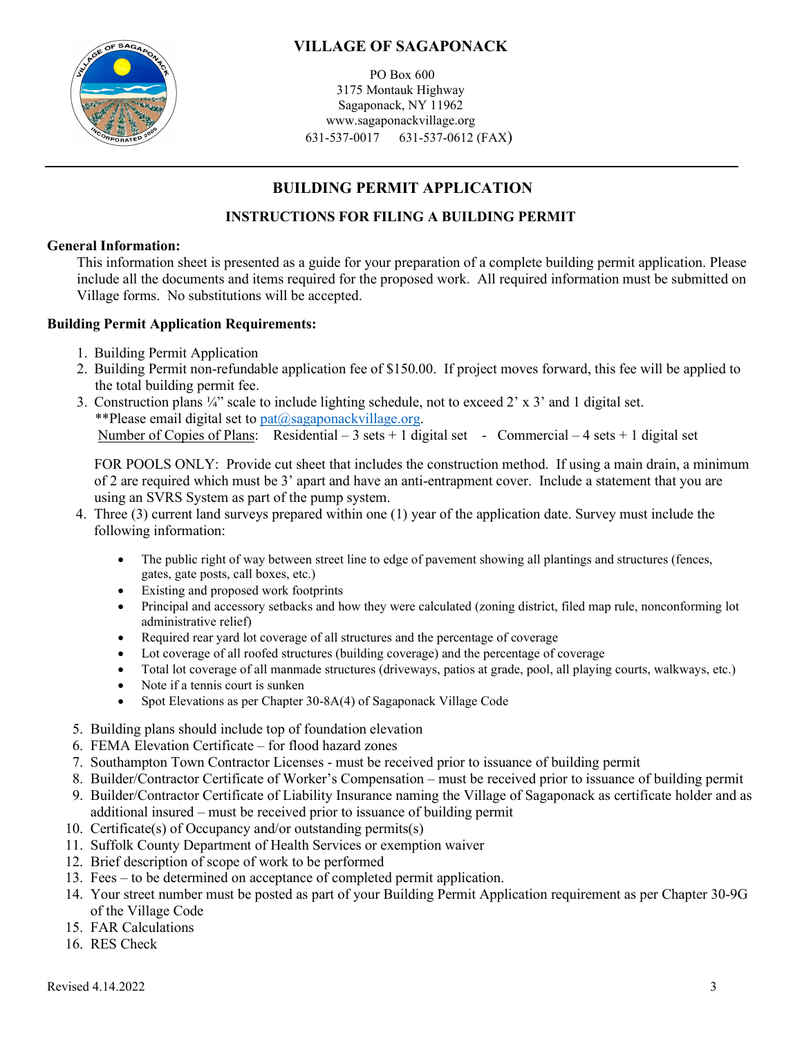# VILLAGE OF SAGAPONACK

PO Box 600
3175 Montauk Highway
Sagaponack, NY 11962
www.sagaponackvillage.org
631-537-0017 631-537-0612 (FAX)

---

## BUILDING PERMIT APPLICATION

### INSTRUCTIONS FOR FILING A BUILDING PERMIT

**General Information:**

This information sheet is presented as a guide for your preparation of a complete building permit application. Please include all the documents and items required for the proposed work. All required information must be submitted on Village forms. No substitutions will be accepted.

**Building Permit Application Requirements:**

1. Building Permit Application
2. Building Permit non-refundable application fee of $150.00. If project moves forward, this fee will be applied to the total building permit fee.
3. Construction plans ¼" scale to include lighting schedule, not to exceed 2' x 3' and 1 digital set.
   **Please email digital set to pat@sagaponackvillage.org.
   Number of Copies of Plans: Residential – 3 sets + 1 digital set - Commercial – 4 sets + 1 digital set

   FOR POOLS ONLY: Provide cut sheet that includes the construction method. If using a main drain, a minimum of 2 are required which must be 3' apart and have an anti-entrapment cover. Include a statement that you are using an SVRS System as part of the pump system.
4. Three (3) current land surveys prepared within one (1) year of the application date. Survey must include the following information:
   - The public right of way between street line to edge of pavement showing all plantings and structures (fences, gates, gate posts, call boxes, etc.)
   - Existing and proposed work footprints
   - Principal and accessory setbacks and how they were calculated (zoning district, filed map rule, nonconforming lot administrative relief)
   - Required rear yard lot coverage of all structures and the percentage of coverage
   - Lot coverage of all roofed structures (building coverage) and the percentage of coverage
   - Total lot coverage of all manmade structures (driveways, patios at grade, pool, all playing courts, walkways, etc.)
   - Note if a tennis court is sunken
   - Spot Elevations as per Chapter 30-8A(4) of Sagaponack Village Code
5. Building plans should include top of foundation elevation
6. FEMA Elevation Certificate – for flood hazard zones
7. Southampton Town Contractor Licenses - must be received prior to issuance of building permit
8. Builder/Contractor Certificate of Worker's Compensation – must be received prior to issuance of building permit
9. Builder/Contractor Certificate of Liability Insurance naming the Village of Sagaponack as certificate holder and as additional insured – must be received prior to issuance of building permit
10. Certificate(s) of Occupancy and/or outstanding permits(s)
11. Suffolk County Department of Health Services or exemption waiver
12. Brief description of scope of work to be performed
13. Fees – to be determined on acceptance of completed permit application.
14. Your street number must be posted as part of your Building Permit Application requirement as per Chapter 30-9G of the Village Code
15. FAR Calculations
16. RES Check

Revised 4.14.2022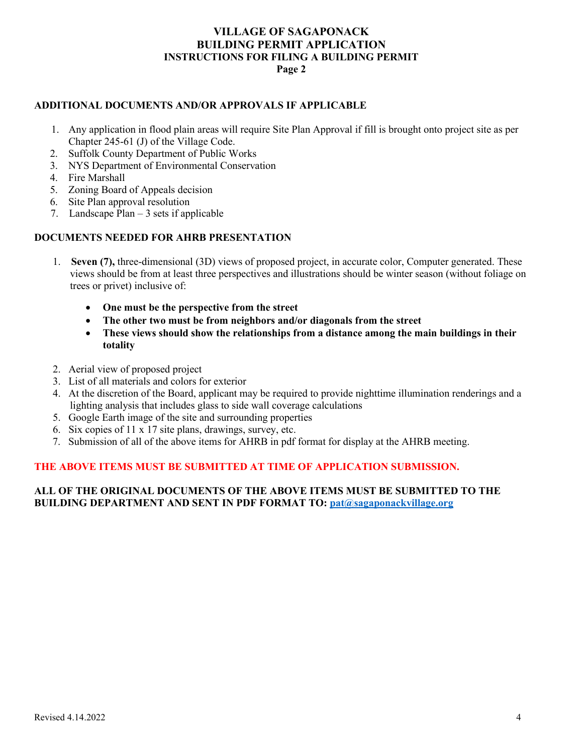# VILLAGE OF SAGAPONACK
## BUILDING PERMIT APPLICATION
### INSTRUCTIONS FOR FILING A BUILDING PERMIT
**Page 2**

**ADDITIONAL DOCUMENTS AND/OR APPROVALS IF APPLICABLE**

1. Any application in flood plain areas will require Site Plan Approval if fill is brought onto project site as per Chapter 245-61 (J) of the Village Code.
2. Suffolk County Department of Public Works
3. NYS Department of Environmental Conservation
4. Fire Marshall
5. Zoning Board of Appeals decision
6. Site Plan approval resolution
7. Landscape Plan – 3 sets if applicable

**DOCUMENTS NEEDED FOR AHRB PRESENTATION**

1. **Seven (7),** three-dimensional (3D) views of proposed project, in accurate color, Computer generated. These views should be from at least three perspectives and illustrations should be winter season (without foliage on trees or privet) inclusive of:
   - **One must be the perspective from the street**
   - **The other two must be from neighbors and/or diagonals from the street**
   - **These views should show the relationships from a distance among the main buildings in their totality**
2. Aerial view of proposed project
3. List of all materials and colors for exterior
4. At the discretion of the Board, applicant may be required to provide nighttime illumination renderings and a lighting analysis that includes glass to side wall coverage calculations
5. Google Earth image of the site and surrounding properties
6. Six copies of 11 x 17 site plans, drawings, survey, etc.
7. Submission of all of the above items for AHRB in pdf format for display at the AHRB meeting.

**THE ABOVE ITEMS MUST BE SUBMITTED AT TIME OF APPLICATION SUBMISSION.**

**ALL OF THE ORIGINAL DOCUMENTS OF THE ABOVE ITEMS MUST BE SUBMITTED TO THE BUILDING DEPARTMENT AND SENT IN PDF FORMAT TO: pat@sagaponackvillage.org**

Revised 4.14.2022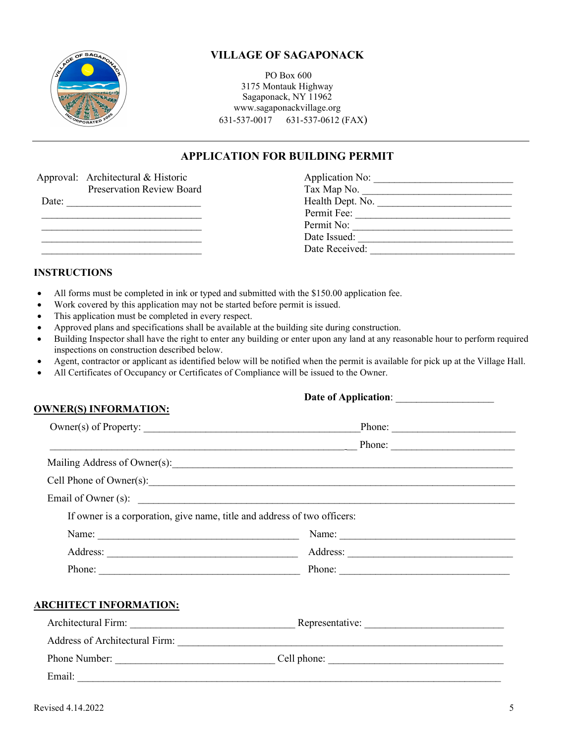# VILLAGE OF SAGAPONACK

PO Box 600
3175 Montauk Highway
Sagaponack, NY 11962
www.sagaponackvillage.org
631-537-0017 631-537-0612 (FAX)

## APPLICATION FOR BUILDING PERMIT

Approval: Architectural & Historic Preservation Review Board

Date: ______________________________

______________________________

______________________________

______________________________

______________________________

Application No: ____________________________

Tax Map No. ____________________________

Health Dept. No. ____________________________

Permit Fee: ____________________________

Permit No: ____________________________

Date Issued: ____________________________

Date Received: ____________________________

### INSTRUCTIONS

- All forms must be completed in ink or typed and submitted with the $150.00 application fee.
- Work covered by this application may not be started before permit is issued.
- This application must be completed in every respect.
- Approved plans and specifications shall be available at the building site during construction.
- Building Inspector shall have the right to enter any building or enter upon any land at any reasonable hour to perform required inspections on construction described below.
- Agent, contractor or applicant as identified below will be notified when the permit is available for pick up at the Village Hall.
- All Certificates of Occupancy or Certificates of Compliance will be issued to the Owner.

**Date of Application**: ___________________

**OWNER(S) INFORMATION:**

Owner(s) of Property: ________________________________________ Phone: ______________________

__________________________________________________________ Phone: ______________________

Mailing Address of Owner(s): ____________________________________________________________

Cell Phone of Owner(s): ________________________________________________________________

Email of Owner (s): ___________________________________________________________________

If owner is a corporation, give name, title and address of two officers:

Name: ______________________________________ Name: ________________________________

Address: ____________________________________ Address: ______________________________

Phone: ______________________________________ Phone: ________________________________

**ARCHITECT INFORMATION:**

Architectural Firm: ______________________________ Representative: __________________________

Address of Architectural Firm: ____________________________________________________________

Phone Number: ______________________________ Cell phone: _________________________________

Email: _____________________________________________________________________________

Revised 4.14.2022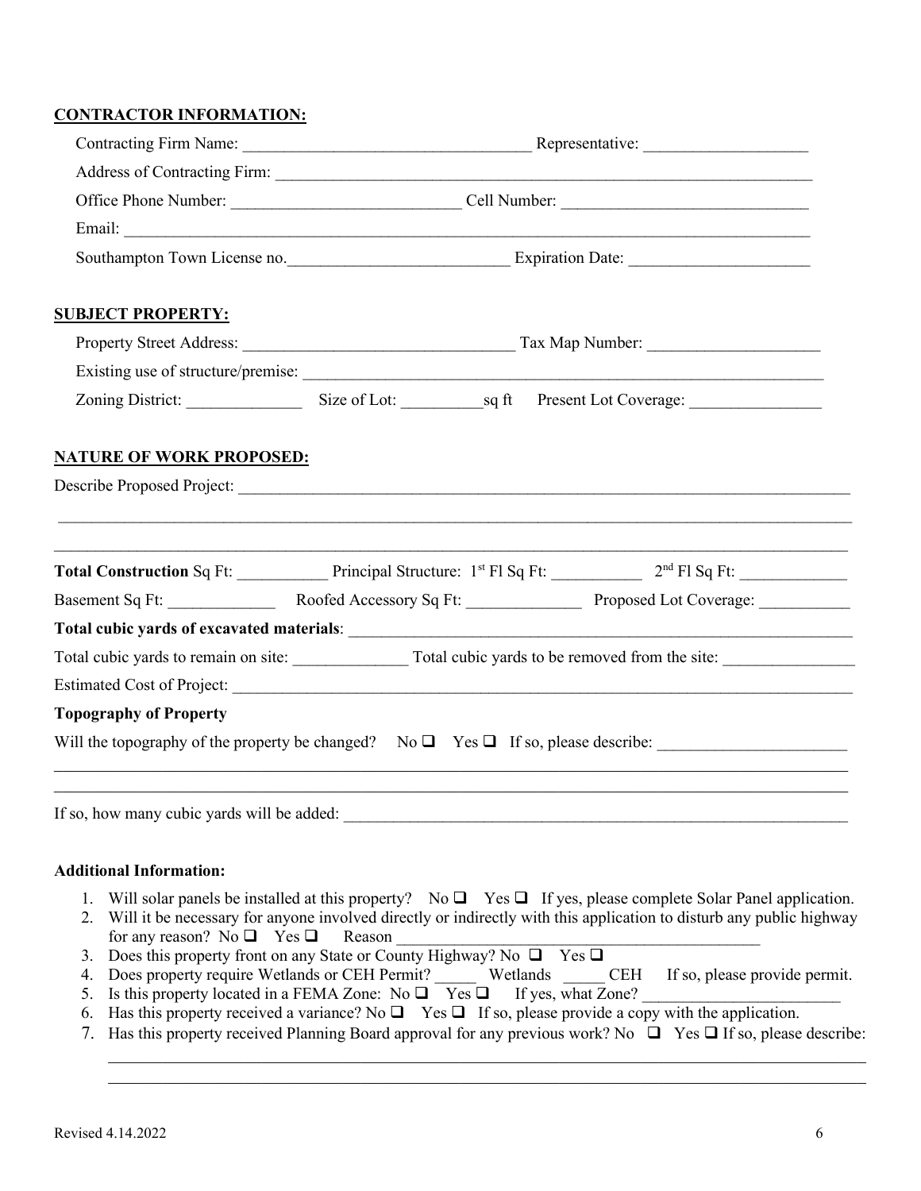**CONTRACTOR INFORMATION:**

Contracting Firm Name: ___________________________________ Representative: ___________________

Address of Contracting Firm: _________________________________________________________________

Office Phone Number: ___________________________ Cell Number: _____________________________

Email: _____________________________________________________________________________________

Southampton Town License no.__________________________ Expiration Date: ______________________

**SUBJECT PROPERTY:**

Property Street Address: _________________________________ Tax Map Number: ____________________

Existing use of structure/premise: _____________________________________________________________

Zoning District: _____________ Size of Lot: __________sq ft Present Lot Coverage: _______________

**NATURE OF WORK PROPOSED:**

Describe Proposed Project: ___________________________________________________________________

______________________________________________________________________________________________

______________________________________________________________________________________________

**Total Construction** Sq Ft: __________ Principal Structure: 1st Fl Sq Ft: __________ 2nd Fl Sq Ft: ____________

Basement Sq Ft: _____________ Roofed Accessory Sq Ft: _____________ Proposed Lot Coverage: __________

**Total cubic yards of excavated materials**: ________________________________________________________

Total cubic yards to remain on site: _____________ Total cubic yards to be removed from the site: _______________

Estimated Cost of Project: ____________________________________________________________________

**Topography of Property**

Will the topography of the property be changed? No ❑ Yes ❑ If so, please describe: ______________________

______________________________________________________________________________________________

______________________________________________________________________________________________

If so, how many cubic yards will be added: _________________________________________________________

**Additional Information:**

1. Will solar panels be installed at this property? No ❑ Yes ❑ If yes, please complete Solar Panel application.
2. Will it be necessary for anyone involved directly or indirectly with this application to disturb any public highway for any reason? No ❑ Yes ❑ Reason ___________________________________________
3. Does this property front on any State or County Highway? No ❑ Yes ❑
4. Does property require Wetlands or CEH Permit? _____ Wetlands _____ CEH If so, please provide permit.
5. Is this property located in a FEMA Zone: No ❑ Yes ❑ If yes, what Zone? _______________________
6. Has this property received a variance? No ❑ Yes ❑ If so, please provide a copy with the application.
7. Has this property received Planning Board approval for any previous work? No ❑ Yes ❑ If so, please describe:

   ______________________________________________________________________________________________

   ______________________________________________________________________________________________

Revised 4.14.2022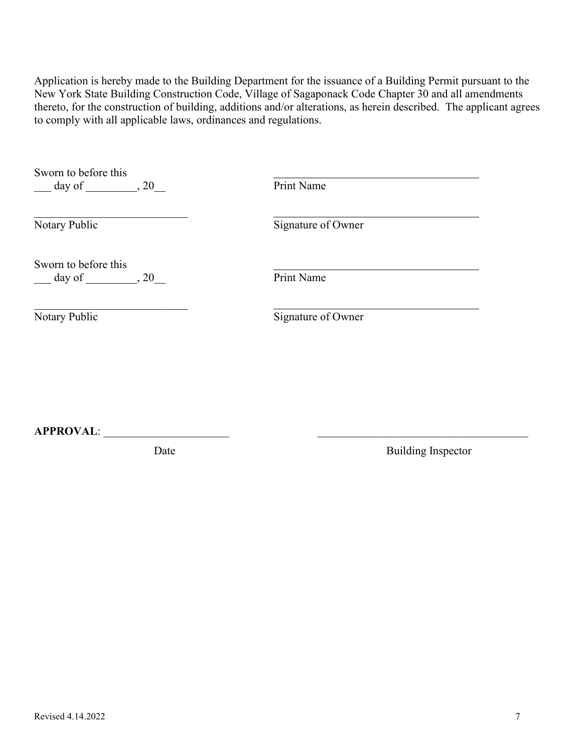Application is hereby made to the Building Department for the issuance of a Building Permit pursuant to the New York State Building Construction Code, Village of Sagaponack Code Chapter 30 and all amendments thereto, for the construction of building, additions and/or alterations, as herein described. The applicant agrees to comply with all applicable laws, ordinances and regulations.

Sworn to before this
___ day of _________, 20__

_____________________________
Notary Public

_____________________________________
Print Name

_____________________________________
Signature of Owner

Sworn to before this
___ day of _________, 20__

_____________________________
Notary Public

_____________________________________
Print Name

_____________________________________
Signature of Owner

**APPROVAL**: ______________________ Date

_____________________________________ Building Inspector

Revised 4.14.2022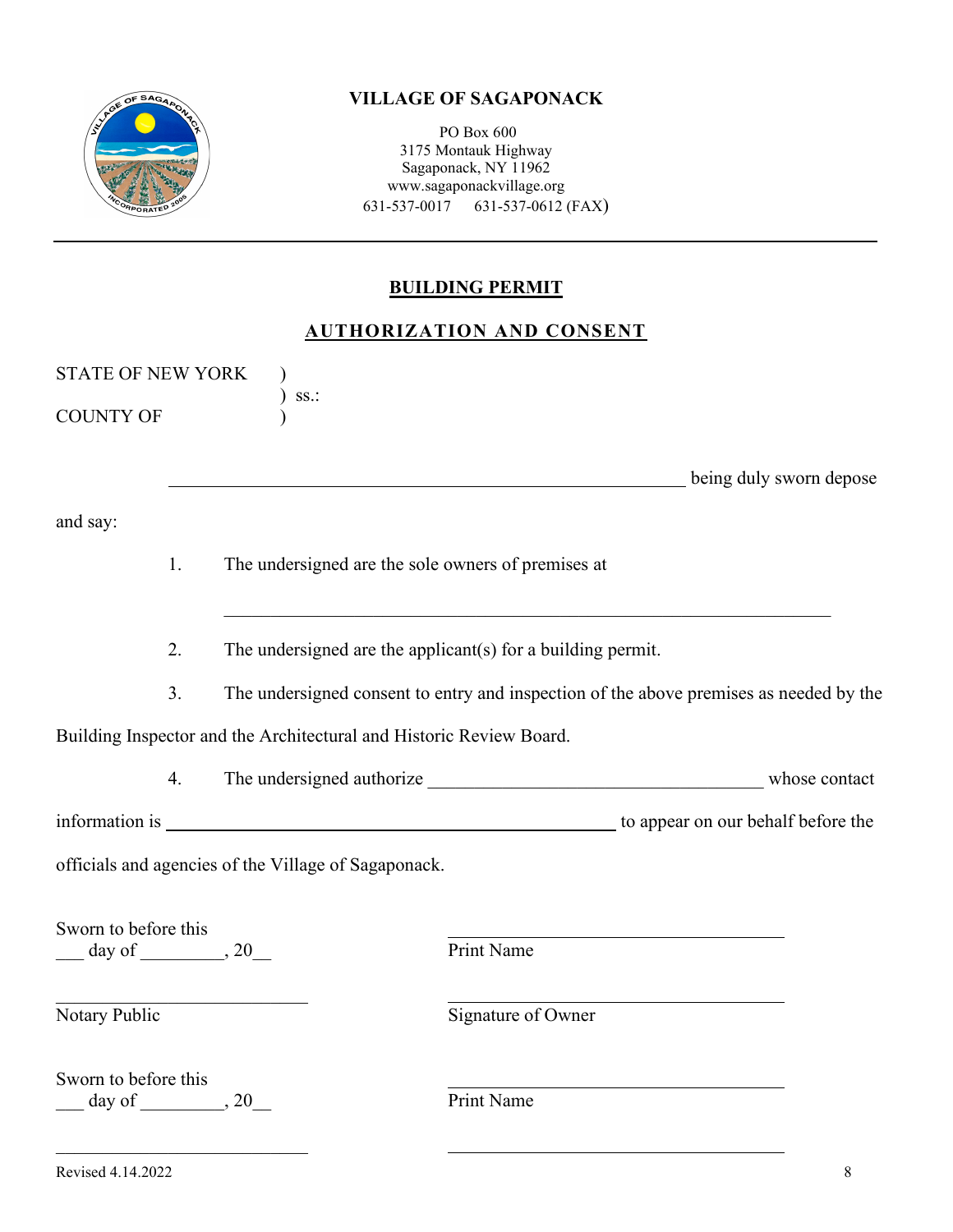**VILLAGE OF SAGAPONACK**

PO Box 600
3175 Montauk Highway
Sagaponack, NY 11962
www.sagaponackvillage.org
631-537-0017     631-537-0612 (FAX)

---

## BUILDING PERMIT

## AUTHORIZATION AND CONSENT

STATE OF NEW YORK )
                              ) ss.:
COUNTY OF                )

________________________________________ being duly sworn depose and say:

1. The undersigned are the sole owners of premises at

   ________________________________________

2. The undersigned are the applicant(s) for a building permit.

3. The undersigned consent to entry and inspection of the above premises as needed by the Building Inspector and the Architectural and Historic Review Board.

4. The undersigned authorize ______________________________ whose contact information is ________________________________________ to appear on our behalf before the officials and agencies of the Village of Sagaponack.

Sworn to before this
___ day of _________, 20__

________________________
Notary Public

________________________
Print Name

________________________
Signature of Owner

Sworn to before this
___ day of _________, 20__

________________________

________________________
Print Name

________________________

Revised 4.14.2022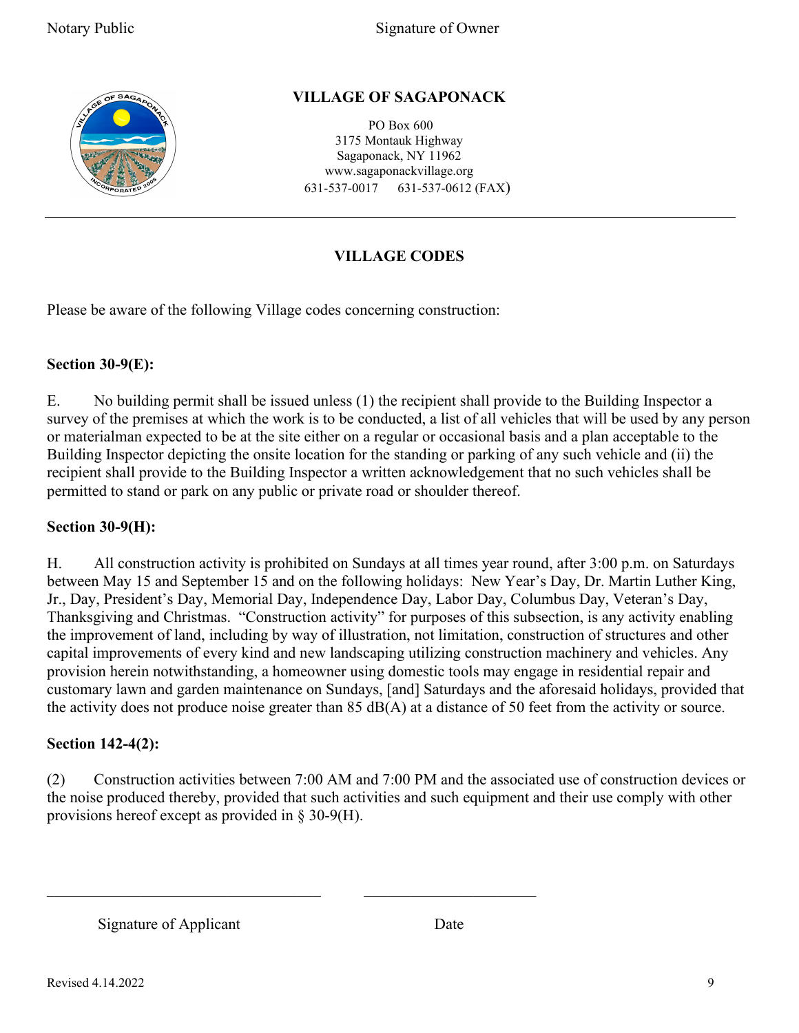Notary Public Signature of Owner

# VILLAGE OF SAGAPONACK

PO Box 600
3175 Montauk Highway
Sagaponack, NY 11962
www.sagaponackvillage.org
631-537-0017 631-537-0612 (FAX)

---

## VILLAGE CODES

Please be aware of the following Village codes concerning construction:

**Section 30-9(E):**

E. No building permit shall be issued unless (1) the recipient shall provide to the Building Inspector a survey of the premises at which the work is to be conducted, a list of all vehicles that will be used by any person or materialman expected to be at the site either on a regular or occasional basis and a plan acceptable to the Building Inspector depicting the onsite location for the standing or parking of any such vehicle and (ii) the recipient shall provide to the Building Inspector a written acknowledgement that no such vehicles shall be permitted to stand or park on any public or private road or shoulder thereof.

**Section 30-9(H):**

H. All construction activity is prohibited on Sundays at all times year round, after 3:00 p.m. on Saturdays between May 15 and September 15 and on the following holidays: New Year's Day, Dr. Martin Luther King, Jr., Day, President's Day, Memorial Day, Independence Day, Labor Day, Columbus Day, Veteran's Day, Thanksgiving and Christmas. "Construction activity" for purposes of this subsection, is any activity enabling the improvement of land, including by way of illustration, not limitation, construction of structures and other capital improvements of every kind and new landscaping utilizing construction machinery and vehicles. Any provision herein notwithstanding, a homeowner using domestic tools may engage in residential repair and customary lawn and garden maintenance on Sundays, [and] Saturdays and the aforesaid holidays, provided that the activity does not produce noise greater than 85 dB(A) at a distance of 50 feet from the activity or source.

**Section 142-4(2):**

(2) Construction activities between 7:00 AM and 7:00 PM and the associated use of construction devices or the noise produced thereby, provided that such activities and such equipment and their use comply with other provisions hereof except as provided in § 30-9(H).

\_\_\_\_\_\_\_\_\_\_\_\_\_\_\_\_\_\_\_\_\_\_\_\_\_\_\_\_\_\_\_\_\_\_ \_\_\_\_\_\_\_\_\_\_\_\_\_\_\_\_\_\_\_\_\_\_

Signature of Applicant Date

Revised 4.14.2022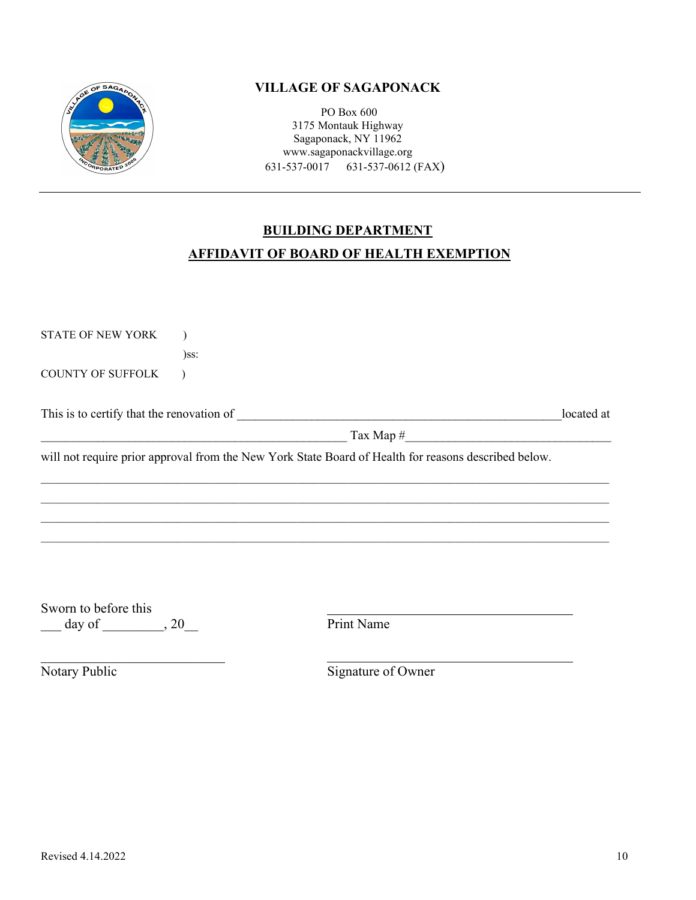**VILLAGE OF SAGAPONACK**

PO Box 600
3175 Montauk Highway
Sagaponack, NY 11962
www.sagaponackvillage.org
631-537-0017 631-537-0612 (FAX)

---

## BUILDING DEPARTMENT

## AFFIDAVIT OF BOARD OF HEALTH EXEMPTION

STATE OF NEW YORK )
)ss:
COUNTY OF SUFFOLK )

This is to certify that the renovation of _______________________________________________ located at _____________________________________________ Tax Map #_______________________________

will not require prior approval from the New York State Board of Health for reasons described below.

_____________________________________________________________________________________
_____________________________________________________________________________________
_____________________________________________________________________________________
_____________________________________________________________________________________

Sworn to before this
___ day of _________, 20__

_____________________________
Print Name

_____________________________
Notary Public

_____________________________
Signature of Owner

Revised 4.14.2022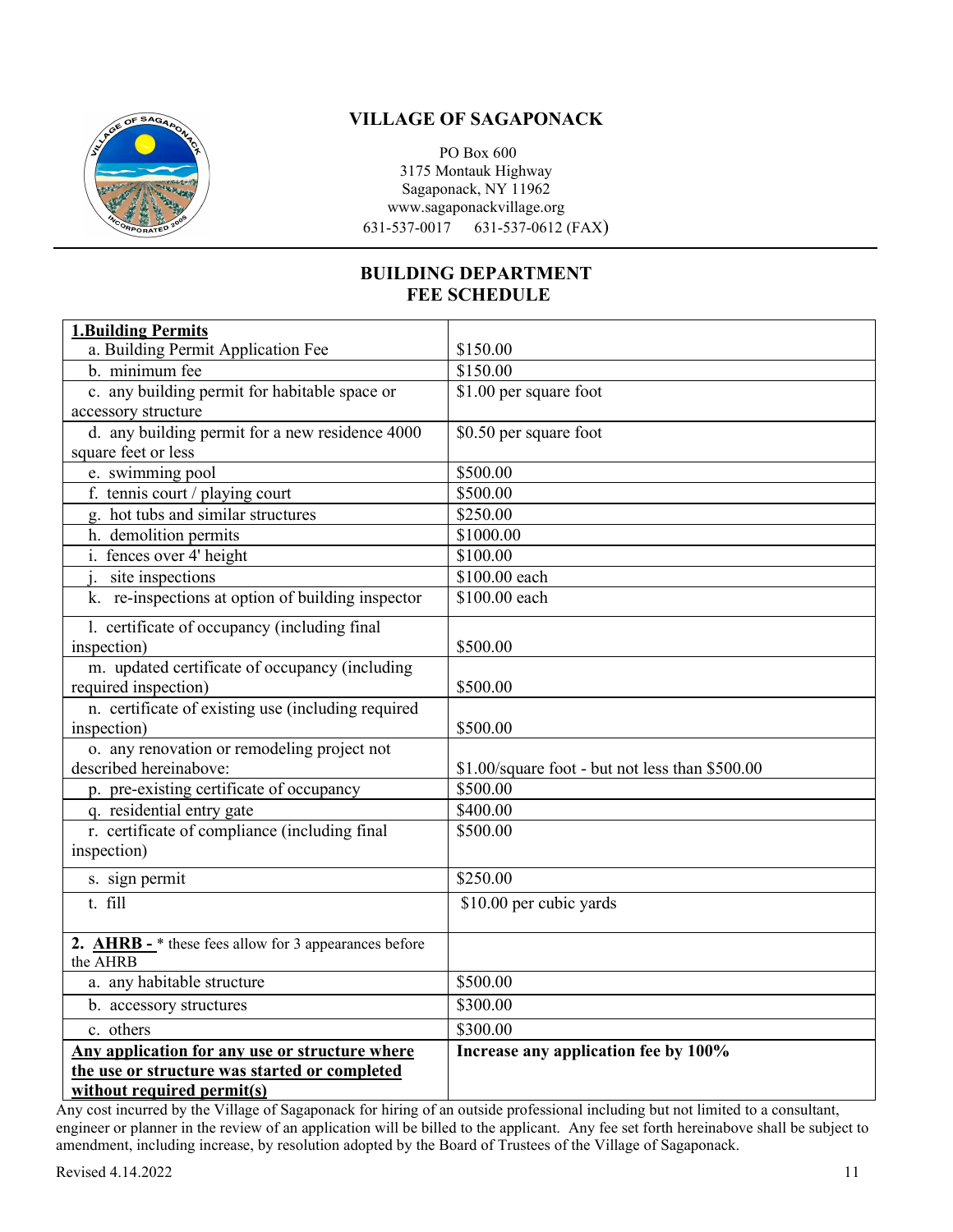# VILLAGE OF SAGAPONACK

PO Box 600
3175 Montauk Highway
Sagaponack, NY 11962
www.sagaponackvillage.org
631-537-0017 631-537-0612 (FAX)

## BUILDING DEPARTMENT
## FEE SCHEDULE

| | |
|---|---|
| **1.Building Permits** | |
| a. Building Permit Application Fee | $150.00 |
| b. minimum fee | $150.00 |
| c. any building permit for habitable space or accessory structure | $1.00 per square foot |
| d. any building permit for a new residence 4000 square feet or less | $0.50 per square foot |
| e. swimming pool | $500.00 |
| f. tennis court / playing court | $500.00 |
| g. hot tubs and similar structures | $250.00 |
| h. demolition permits | $1000.00 |
| i. fences over 4' height | $100.00 |
| j. site inspections | $100.00 each |
| k. re-inspections at option of building inspector | $100.00 each |
| l. certificate of occupancy (including final inspection) | $500.00 |
| m. updated certificate of occupancy (including required inspection) | $500.00 |
| n. certificate of existing use (including required inspection) | $500.00 |
| o. any renovation or remodeling project not described hereinabove: | $1.00/square foot - but not less than $500.00 |
| p. pre-existing certificate of occupancy | $500.00 |
| q. residential entry gate | $400.00 |
| r. certificate of compliance (including final inspection) | $500.00 |
| s. sign permit | $250.00 |
| t. fill | $10.00 per cubic yards |
| **2. AHRB -** * these fees allow for 3 appearances before the AHRB | |
| a. any habitable structure | $500.00 |
| b. accessory structures | $300.00 |
| c. others | $300.00 |
| **Any application for any use or structure where the use or structure was started or completed without required permit(s)** | **Increase any application fee by 100%** |

Any cost incurred by the Village of Sagaponack for hiring of an outside professional including but not limited to a consultant, engineer or planner in the review of an application will be billed to the applicant. Any fee set forth hereinabove shall be subject to amendment, including increase, by resolution adopted by the Board of Trustees of the Village of Sagaponack.

Revised 4.14.2022